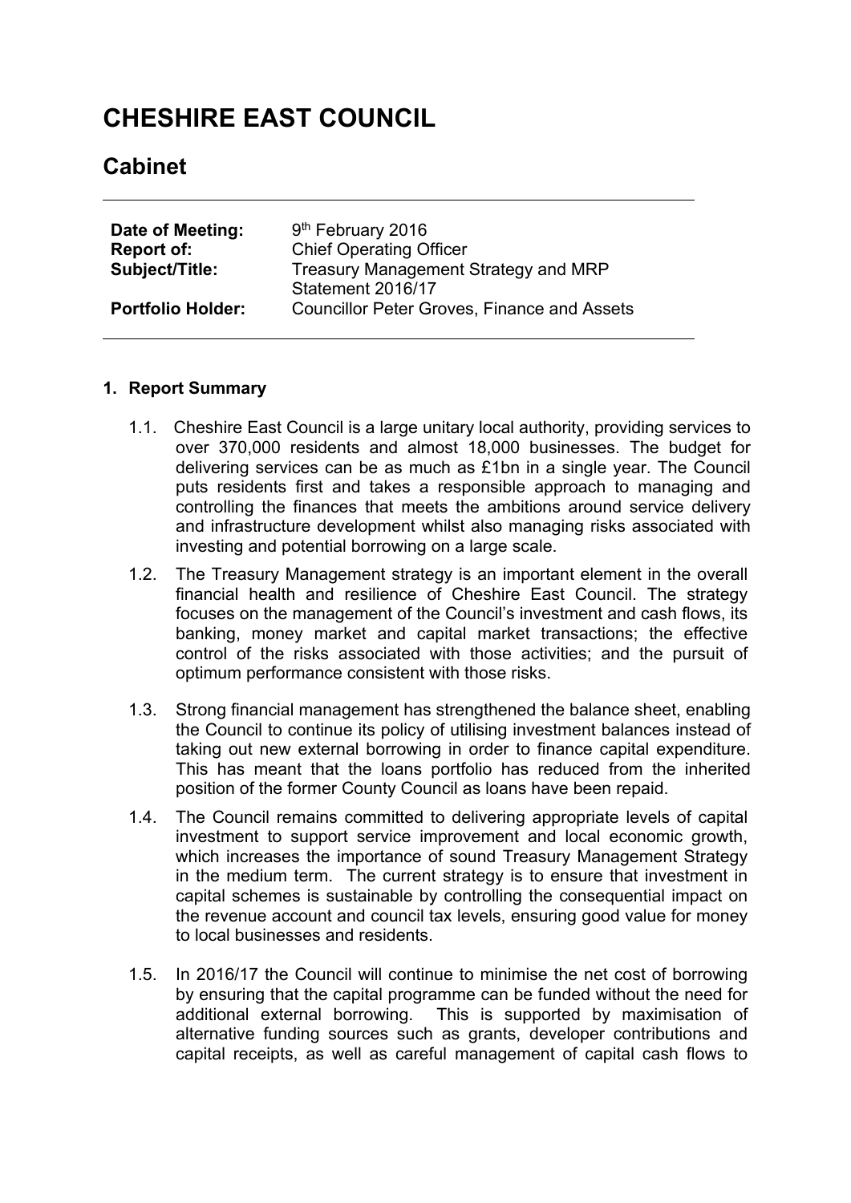# CHESHIRE EAST COUNCIL

## Cabinet

| | |
|---|---|
| **Date of Meeting:** | 9th February 2016 |
| **Report of:** | Chief Operating Officer |
| **Subject/Title:** | Treasury Management Strategy and MRP Statement 2016/17 |
| **Portfolio Holder:** | Councillor Peter Groves, Finance and Assets |

### 1. Report Summary

1.1. Cheshire East Council is a large unitary local authority, providing services to over 370,000 residents and almost 18,000 businesses. The budget for delivering services can be as much as £1bn in a single year. The Council puts residents first and takes a responsible approach to managing and controlling the finances that meets the ambitions around service delivery and infrastructure development whilst also managing risks associated with investing and potential borrowing on a large scale.

1.2. The Treasury Management strategy is an important element in the overall financial health and resilience of Cheshire East Council. The strategy focuses on the management of the Council's investment and cash flows, its banking, money market and capital market transactions; the effective control of the risks associated with those activities; and the pursuit of optimum performance consistent with those risks.

1.3. Strong financial management has strengthened the balance sheet, enabling the Council to continue its policy of utilising investment balances instead of taking out new external borrowing in order to finance capital expenditure. This has meant that the loans portfolio has reduced from the inherited position of the former County Council as loans have been repaid.

1.4. The Council remains committed to delivering appropriate levels of capital investment to support service improvement and local economic growth, which increases the importance of sound Treasury Management Strategy in the medium term. The current strategy is to ensure that investment in capital schemes is sustainable by controlling the consequential impact on the revenue account and council tax levels, ensuring good value for money to local businesses and residents.

1.5. In 2016/17 the Council will continue to minimise the net cost of borrowing by ensuring that the capital programme can be funded without the need for additional external borrowing. This is supported by maximisation of alternative funding sources such as grants, developer contributions and capital receipts, as well as careful management of capital cash flows to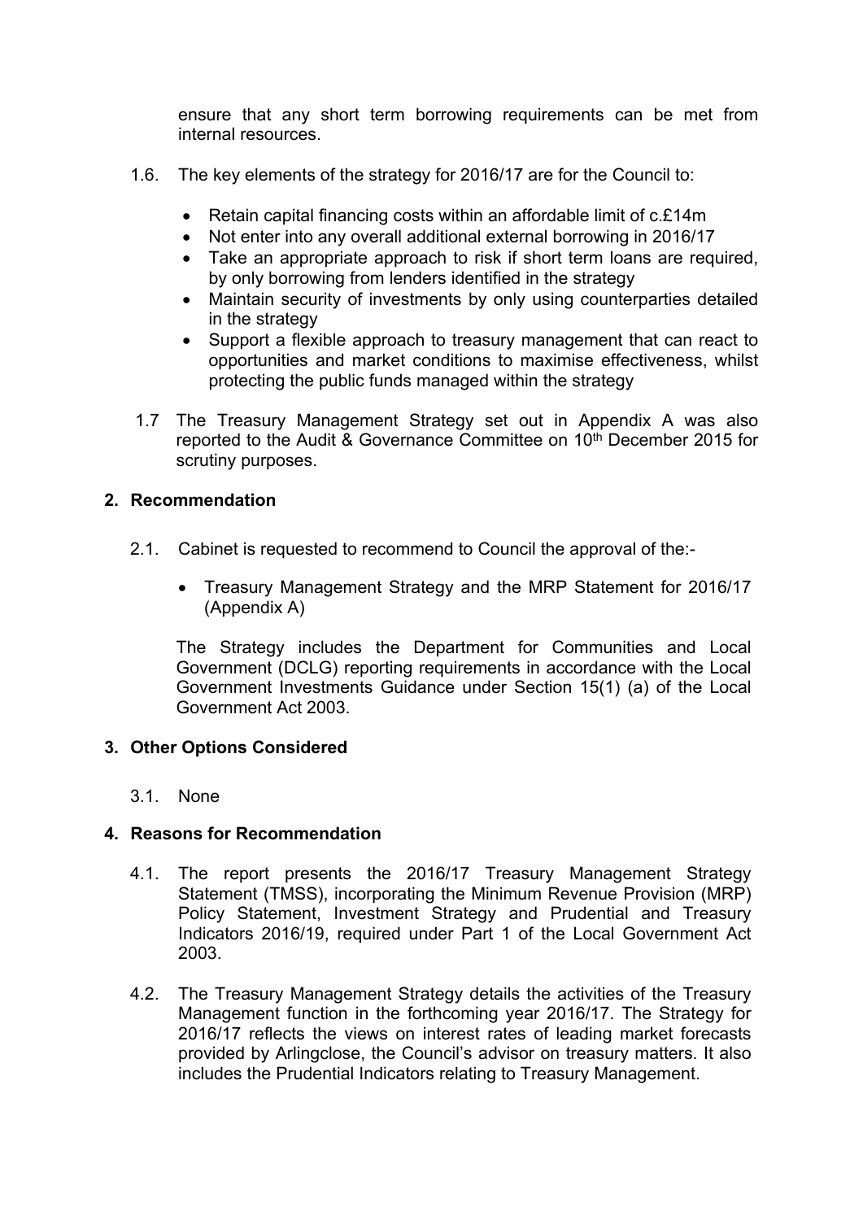ensure that any short term borrowing requirements can be met from internal resources.

1.6. The key elements of the strategy for 2016/17 are for the Council to:

- Retain capital financing costs within an affordable limit of c.£14m
- Not enter into any overall additional external borrowing in 2016/17
- Take an appropriate approach to risk if short term loans are required, by only borrowing from lenders identified in the strategy
- Maintain security of investments by only using counterparties detailed in the strategy
- Support a flexible approach to treasury management that can react to opportunities and market conditions to maximise effectiveness, whilst protecting the public funds managed within the strategy

1.7 The Treasury Management Strategy set out in Appendix A was also reported to the Audit & Governance Committee on 10th December 2015 for scrutiny purposes.

## 2. Recommendation

2.1. Cabinet is requested to recommend to Council the approval of the:-

- Treasury Management Strategy and the MRP Statement for 2016/17 (Appendix A)

The Strategy includes the Department for Communities and Local Government (DCLG) reporting requirements in accordance with the Local Government Investments Guidance under Section 15(1) (a) of the Local Government Act 2003.

## 3. Other Options Considered

3.1. None

## 4. Reasons for Recommendation

4.1. The report presents the 2016/17 Treasury Management Strategy Statement (TMSS), incorporating the Minimum Revenue Provision (MRP) Policy Statement, Investment Strategy and Prudential and Treasury Indicators 2016/19, required under Part 1 of the Local Government Act 2003.

4.2. The Treasury Management Strategy details the activities of the Treasury Management function in the forthcoming year 2016/17. The Strategy for 2016/17 reflects the views on interest rates of leading market forecasts provided by Arlingclose, the Council's advisor on treasury matters. It also includes the Prudential Indicators relating to Treasury Management.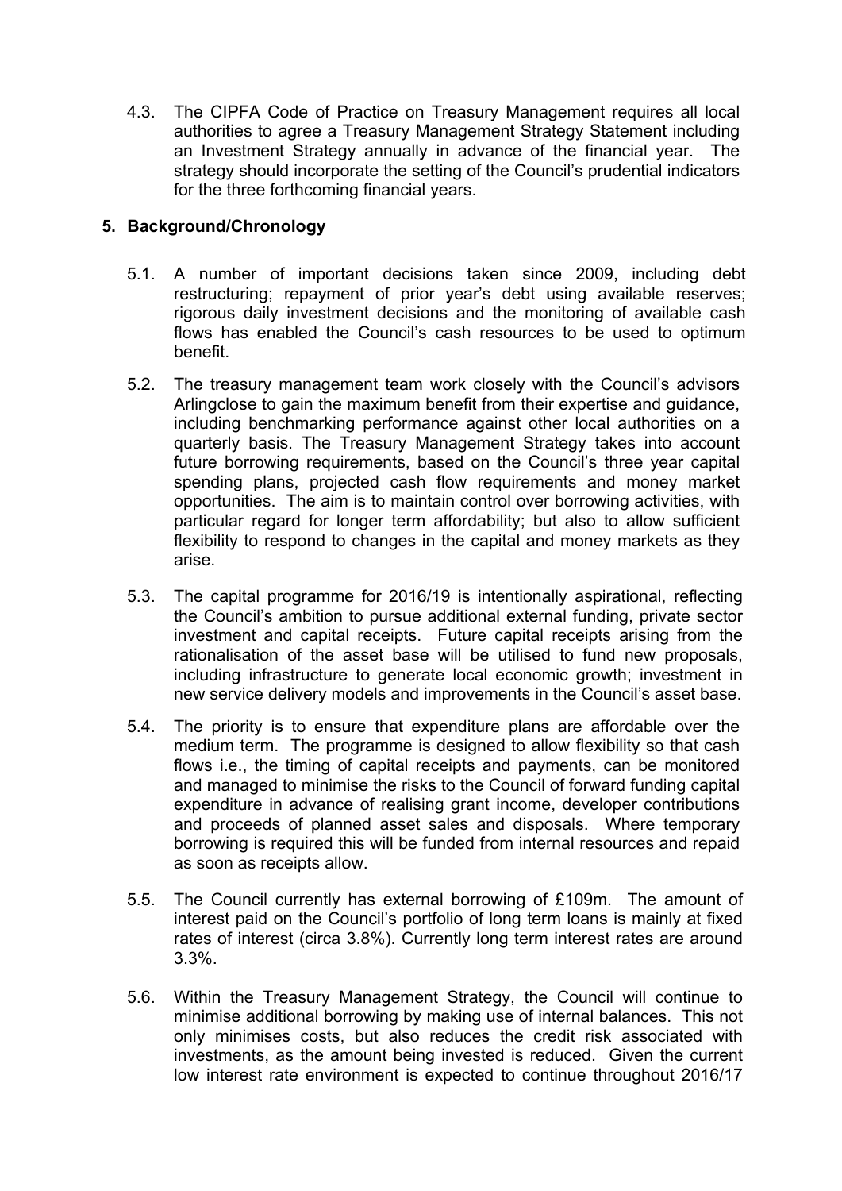4.3. The CIPFA Code of Practice on Treasury Management requires all local authorities to agree a Treasury Management Strategy Statement including an Investment Strategy annually in advance of the financial year. The strategy should incorporate the setting of the Council's prudential indicators for the three forthcoming financial years.

## 5. Background/Chronology

5.1. A number of important decisions taken since 2009, including debt restructuring; repayment of prior year's debt using available reserves; rigorous daily investment decisions and the monitoring of available cash flows has enabled the Council's cash resources to be used to optimum benefit.

5.2. The treasury management team work closely with the Council's advisors Arlingclose to gain the maximum benefit from their expertise and guidance, including benchmarking performance against other local authorities on a quarterly basis. The Treasury Management Strategy takes into account future borrowing requirements, based on the Council's three year capital spending plans, projected cash flow requirements and money market opportunities. The aim is to maintain control over borrowing activities, with particular regard for longer term affordability; but also to allow sufficient flexibility to respond to changes in the capital and money markets as they arise.

5.3. The capital programme for 2016/19 is intentionally aspirational, reflecting the Council's ambition to pursue additional external funding, private sector investment and capital receipts. Future capital receipts arising from the rationalisation of the asset base will be utilised to fund new proposals, including infrastructure to generate local economic growth; investment in new service delivery models and improvements in the Council's asset base.

5.4. The priority is to ensure that expenditure plans are affordable over the medium term. The programme is designed to allow flexibility so that cash flows i.e., the timing of capital receipts and payments, can be monitored and managed to minimise the risks to the Council of forward funding capital expenditure in advance of realising grant income, developer contributions and proceeds of planned asset sales and disposals. Where temporary borrowing is required this will be funded from internal resources and repaid as soon as receipts allow.

5.5. The Council currently has external borrowing of £109m. The amount of interest paid on the Council's portfolio of long term loans is mainly at fixed rates of interest (circa 3.8%). Currently long term interest rates are around 3.3%.

5.6. Within the Treasury Management Strategy, the Council will continue to minimise additional borrowing by making use of internal balances. This not only minimises costs, but also reduces the credit risk associated with investments, as the amount being invested is reduced. Given the current low interest rate environment is expected to continue throughout 2016/17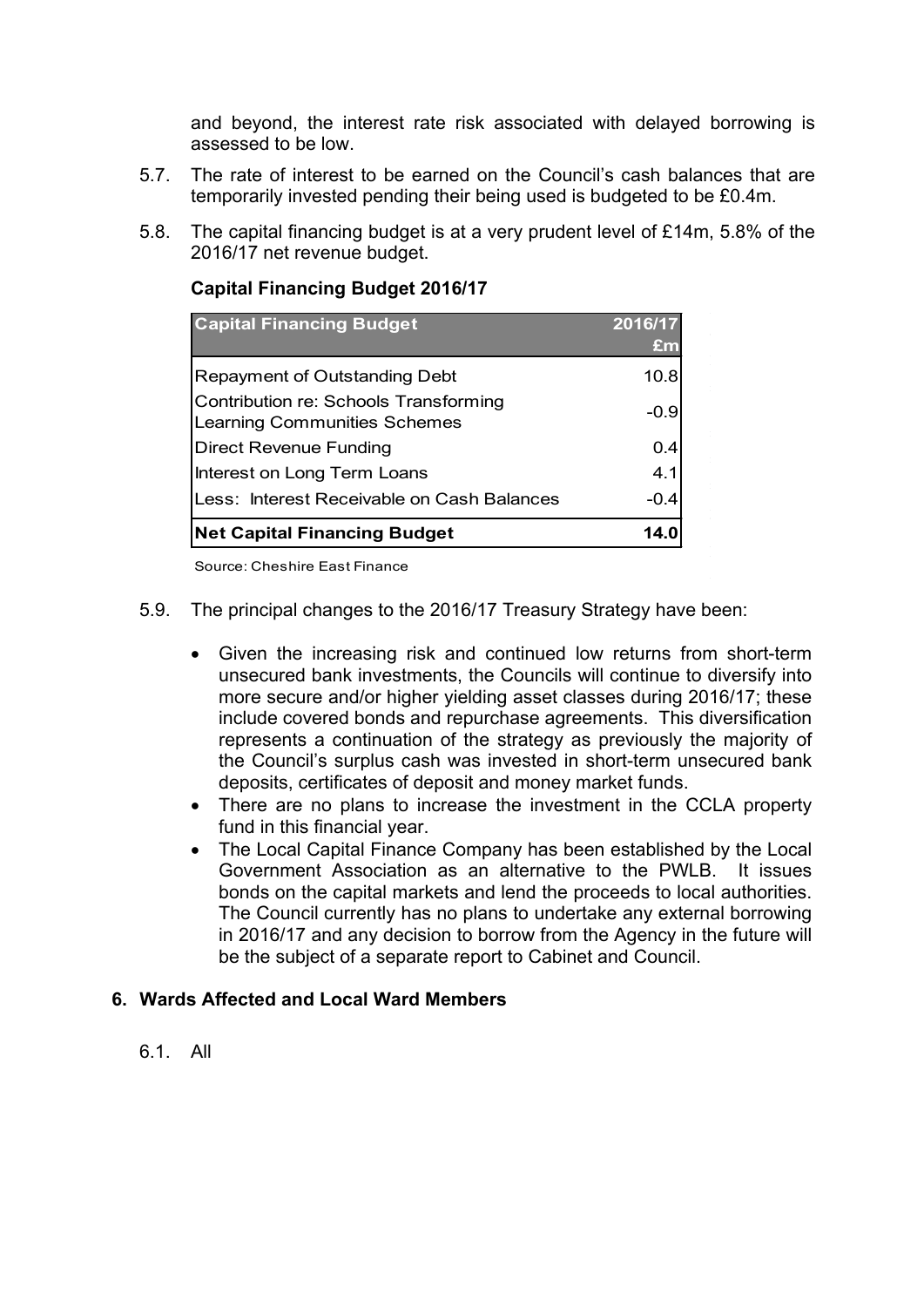and beyond, the interest rate risk associated with delayed borrowing is assessed to be low.

5.7. The rate of interest to be earned on the Council's cash balances that are temporarily invested pending their being used is budgeted to be £0.4m.

5.8. The capital financing budget is at a very prudent level of £14m, 5.8% of the 2016/17 net revenue budget.

**Capital Financing Budget 2016/17**

| Capital Financing Budget | 2016/17 £m |
|---|---|
| Repayment of Outstanding Debt | 10.8 |
| Contribution re: Schools Transforming Learning Communities Schemes | -0.9 |
| Direct Revenue Funding | 0.4 |
| Interest on Long Term Loans | 4.1 |
| Less: Interest Receivable on Cash Balances | -0.4 |
| **Net Capital Financing Budget** | **14.0** |

Source: Cheshire East Finance

5.9. The principal changes to the 2016/17 Treasury Strategy have been:

- Given the increasing risk and continued low returns from short-term unsecured bank investments, the Councils will continue to diversify into more secure and/or higher yielding asset classes during 2016/17; these include covered bonds and repurchase agreements. This diversification represents a continuation of the strategy as previously the majority of the Council's surplus cash was invested in short-term unsecured bank deposits, certificates of deposit and money market funds.
- There are no plans to increase the investment in the CCLA property fund in this financial year.
- The Local Capital Finance Company has been established by the Local Government Association as an alternative to the PWLB. It issues bonds on the capital markets and lend the proceeds to local authorities. The Council currently has no plans to undertake any external borrowing in 2016/17 and any decision to borrow from the Agency in the future will be the subject of a separate report to Cabinet and Council.

## 6. Wards Affected and Local Ward Members

6.1. All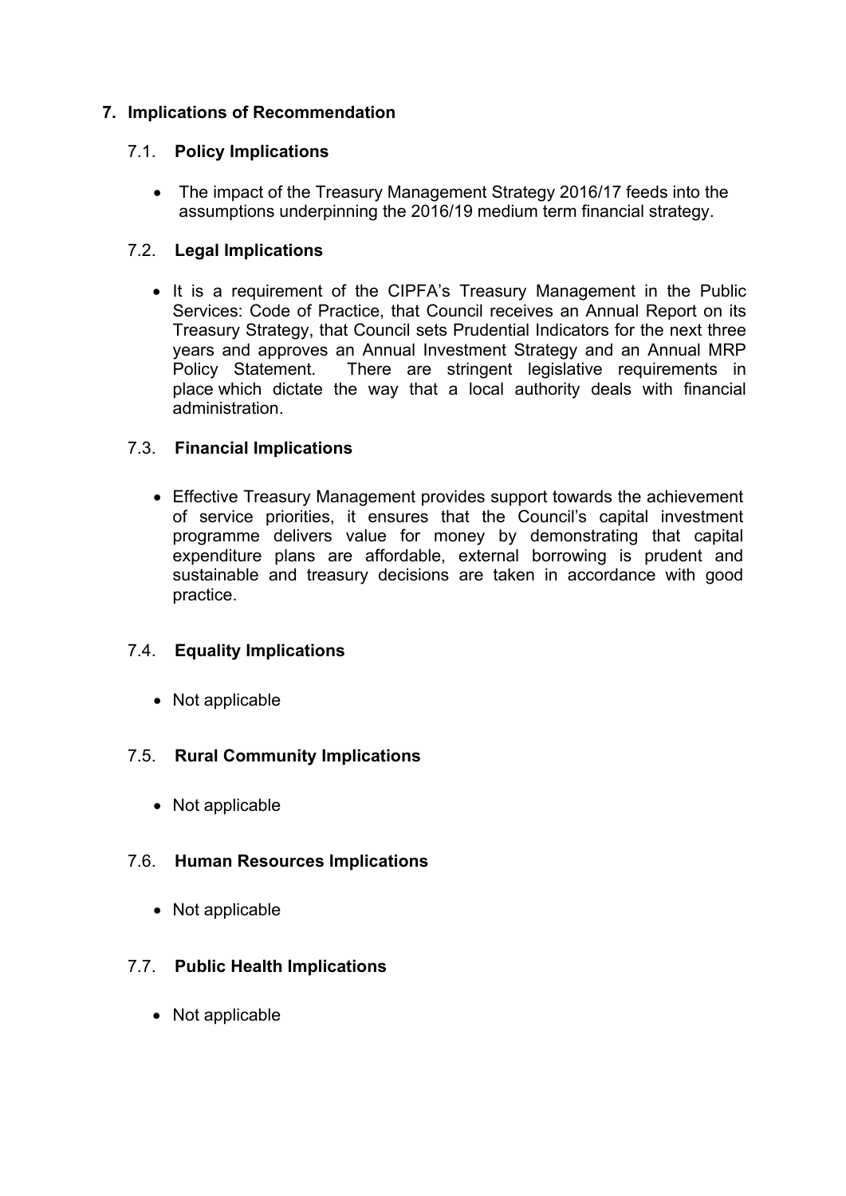## 7. Implications of Recommendation

### 7.1. Policy Implications

- The impact of the Treasury Management Strategy 2016/17 feeds into the assumptions underpinning the 2016/19 medium term financial strategy.

### 7.2. Legal Implications

- It is a requirement of the CIPFA's Treasury Management in the Public Services: Code of Practice, that Council receives an Annual Report on its Treasury Strategy, that Council sets Prudential Indicators for the next three years and approves an Annual Investment Strategy and an Annual MRP Policy Statement. There are stringent legislative requirements in place which dictate the way that a local authority deals with financial administration.

### 7.3. Financial Implications

- Effective Treasury Management provides support towards the achievement of service priorities, it ensures that the Council's capital investment programme delivers value for money by demonstrating that capital expenditure plans are affordable, external borrowing is prudent and sustainable and treasury decisions are taken in accordance with good practice.

### 7.4. Equality Implications

- Not applicable

### 7.5. Rural Community Implications

- Not applicable

### 7.6. Human Resources Implications

- Not applicable

### 7.7. Public Health Implications

- Not applicable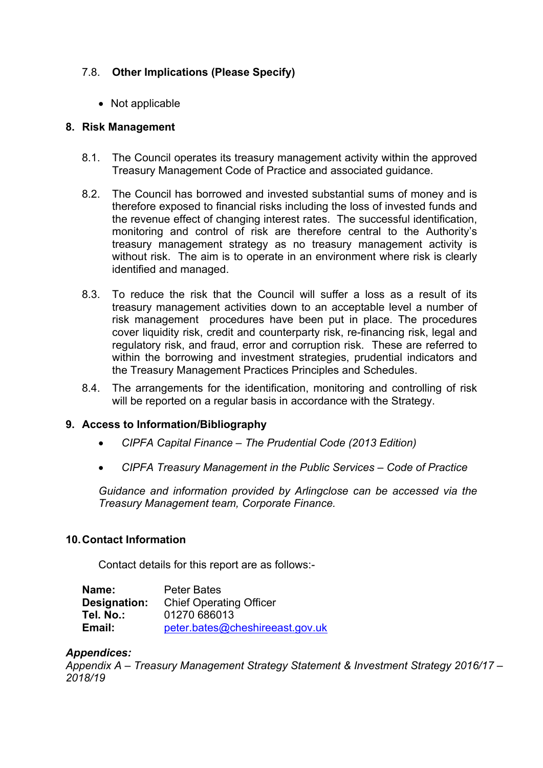### 7.8. **Other Implications (Please Specify)**

- Not applicable

## 8. Risk Management

8.1. The Council operates its treasury management activity within the approved Treasury Management Code of Practice and associated guidance.

8.2. The Council has borrowed and invested substantial sums of money and is therefore exposed to financial risks including the loss of invested funds and the revenue effect of changing interest rates. The successful identification, monitoring and control of risk are therefore central to the Authority's treasury management strategy as no treasury management activity is without risk. The aim is to operate in an environment where risk is clearly identified and managed.

8.3. To reduce the risk that the Council will suffer a loss as a result of its treasury management activities down to an acceptable level a number of risk management procedures have been put in place. The procedures cover liquidity risk, credit and counterparty risk, re-financing risk, legal and regulatory risk, and fraud, error and corruption risk. These are referred to within the borrowing and investment strategies, prudential indicators and the Treasury Management Practices Principles and Schedules.

8.4. The arrangements for the identification, monitoring and controlling of risk will be reported on a regular basis in accordance with the Strategy.

## 9. Access to Information/Bibliography

- *CIPFA Capital Finance – The Prudential Code (2013 Edition)*
- *CIPFA Treasury Management in the Public Services – Code of Practice*

*Guidance and information provided by Arlingclose can be accessed via the Treasury Management team, Corporate Finance.*

## 10. Contact Information

Contact details for this report are as follows:-

| | |
|---|---|
| **Name:** | Peter Bates |
| **Designation:** | Chief Operating Officer |
| **Tel. No.:** | 01270 686013 |
| **Email:** | peter.bates@cheshireeast.gov.uk |

***Appendices:***

*Appendix A – Treasury Management Strategy Statement & Investment Strategy 2016/17 – 2018/19*